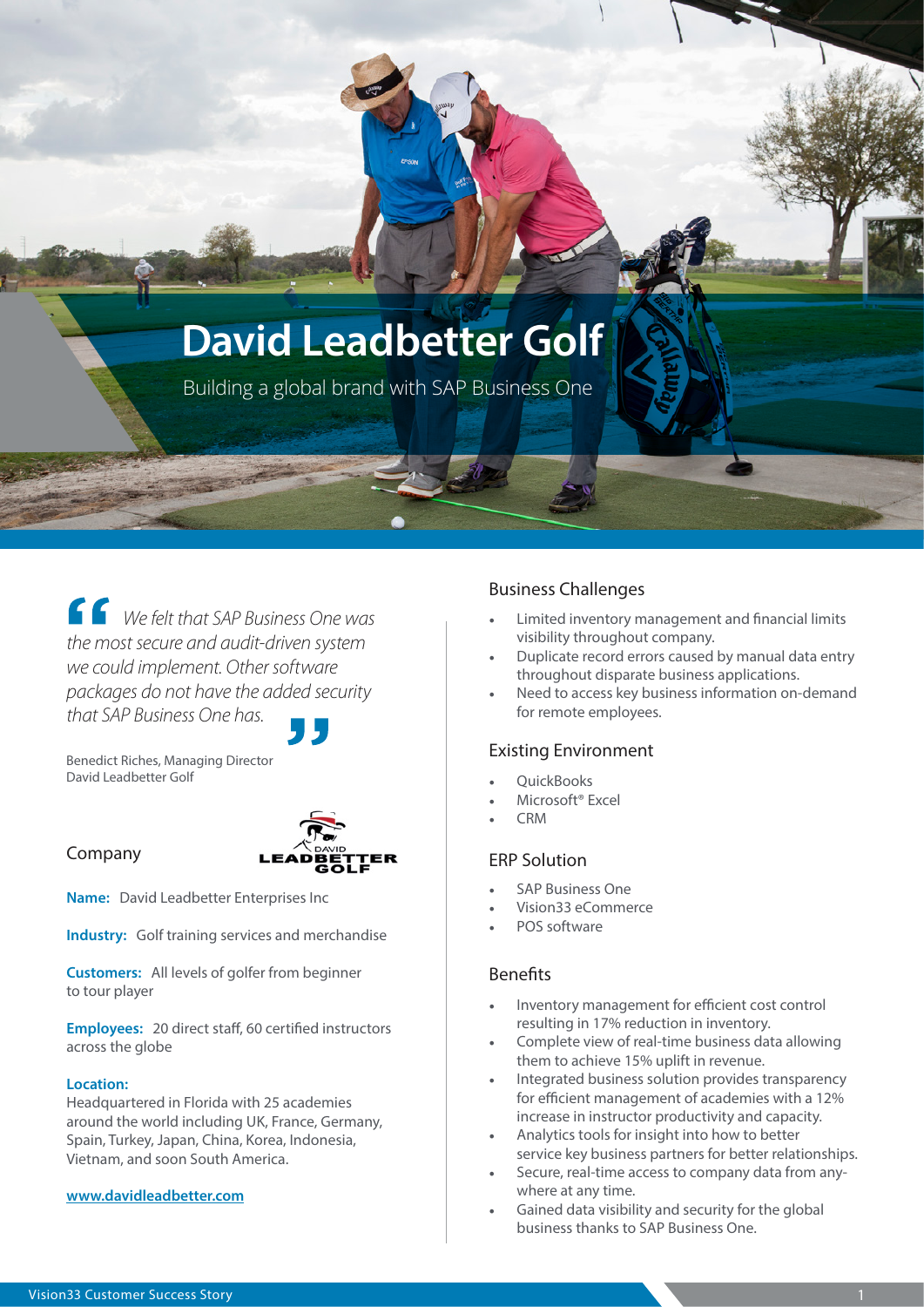# David Leadbetter Golf

Building a global brand with SAP Business One

> *We felt that SAP Business One was the most secure and audit-driven system we could implement. Other software packages do not have the added security that SAP Business One has.*

Benedict Riches, Managing Director
David Leadbetter Golf

## Company

**Name:** David Leadbetter Enterprises Inc

**Industry:** Golf training services and merchandise

**Customers:** All levels of golfer from beginner to tour player

**Employees:** 20 direct staff, 60 certified instructors across the globe

**Location:**
Headquartered in Florida with 25 academies around the world including UK, France, Germany, Spain, Turkey, Japan, China, Korea, Indonesia, Vietnam, and soon South America.

www.davidleadbetter.com

## Business Challenges

- Limited inventory management and financial limits visibility throughout company.
- Duplicate record errors caused by manual data entry throughout disparate business applications.
- Need to access key business information on-demand for remote employees.

## Existing Environment

- QuickBooks
- Microsoft® Excel
- CRM

## ERP Solution

- SAP Business One
- Vision33 eCommerce
- POS software

## Benefits

- Inventory management for efficient cost control resulting in 17% reduction in inventory.
- Complete view of real-time business data allowing them to achieve 15% uplift in revenue.
- Integrated business solution provides transparency for efficient management of academies with a 12% increase in instructor productivity and capacity.
- Analytics tools for insight into how to better service key business partners for better relationships.
- Secure, real-time access to company data from anywhere at any time.
- Gained data visibility and security for the global business thanks to SAP Business One.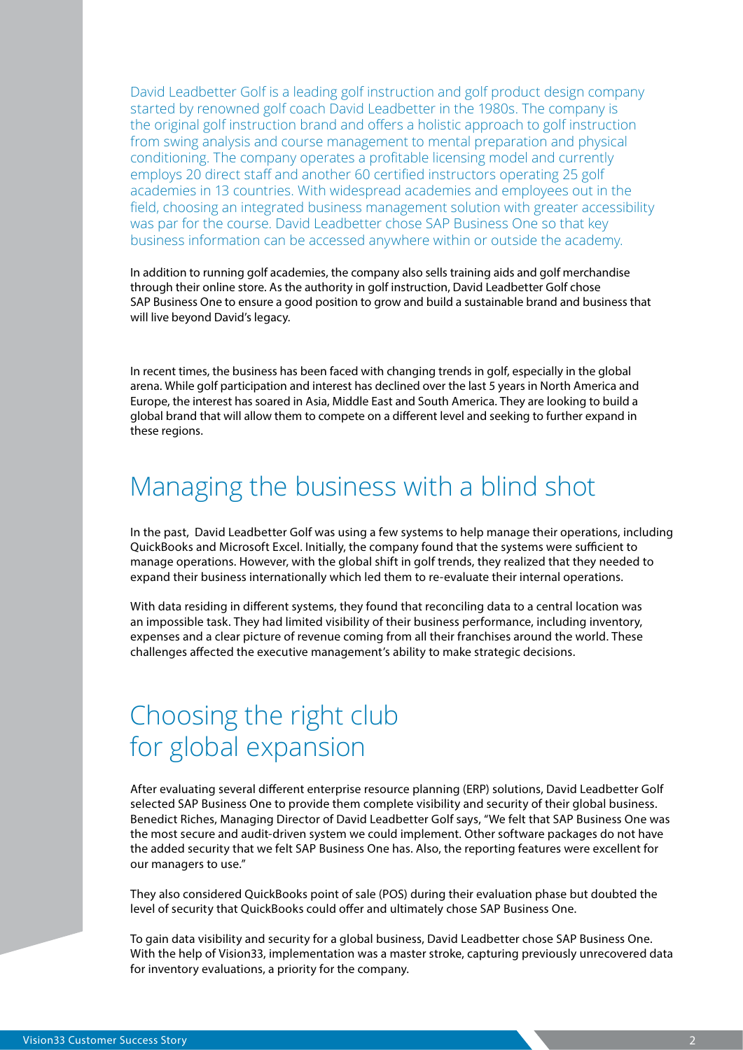David Leadbetter Golf is a leading golf instruction and golf product design company started by renowned golf coach David Leadbetter in the 1980s. The company is the original golf instruction brand and offers a holistic approach to golf instruction from swing analysis and course management to mental preparation and physical conditioning. The company operates a profitable licensing model and currently employs 20 direct staff and another 60 certified instructors operating 25 golf academies in 13 countries. With widespread academies and employees out in the field, choosing an integrated business management solution with greater accessibility was par for the course. David Leadbetter chose SAP Business One so that key business information can be accessed anywhere within or outside the academy.

In addition to running golf academies, the company also sells training aids and golf merchandise through their online store. As the authority in golf instruction, David Leadbetter Golf chose SAP Business One to ensure a good position to grow and build a sustainable brand and business that will live beyond David's legacy.

In recent times, the business has been faced with changing trends in golf, especially in the global arena. While golf participation and interest has declined over the last 5 years in North America and Europe, the interest has soared in Asia, Middle East and South America. They are looking to build a global brand that will allow them to compete on a different level and seeking to further expand in these regions.

## Managing the business with a blind shot

In the past, David Leadbetter Golf was using a few systems to help manage their operations, including QuickBooks and Microsoft Excel. Initially, the company found that the systems were sufficient to manage operations. However, with the global shift in golf trends, they realized that they needed to expand their business internationally which led them to re-evaluate their internal operations.

With data residing in different systems, they found that reconciling data to a central location was an impossible task. They had limited visibility of their business performance, including inventory, expenses and a clear picture of revenue coming from all their franchises around the world. These challenges affected the executive management's ability to make strategic decisions.

## Choosing the right club for global expansion

After evaluating several different enterprise resource planning (ERP) solutions, David Leadbetter Golf selected SAP Business One to provide them complete visibility and security of their global business. Benedict Riches, Managing Director of David Leadbetter Golf says, "We felt that SAP Business One was the most secure and audit-driven system we could implement. Other software packages do not have the added security that we felt SAP Business One has. Also, the reporting features were excellent for our managers to use."

They also considered QuickBooks point of sale (POS) during their evaluation phase but doubted the level of security that QuickBooks could offer and ultimately chose SAP Business One.

To gain data visibility and security for a global business, David Leadbetter chose SAP Business One. With the help of Vision33, implementation was a master stroke, capturing previously unrecovered data for inventory evaluations, a priority for the company.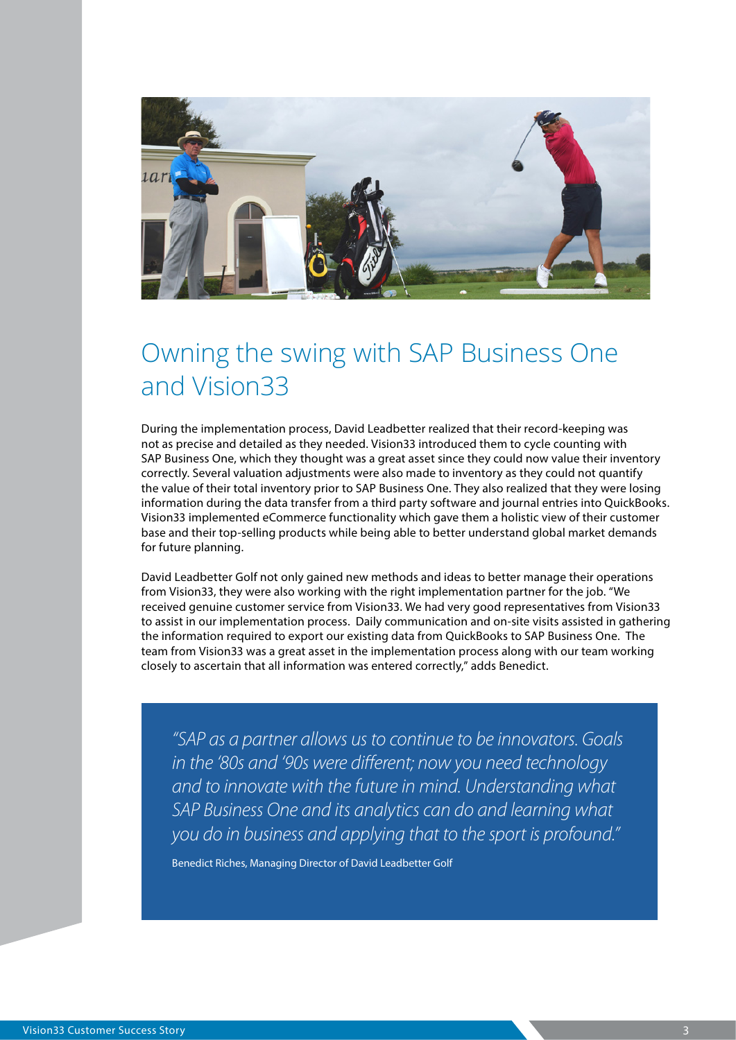# Owning the swing with SAP Business One and Vision33

During the implementation process, David Leadbetter realized that their record-keeping was not as precise and detailed as they needed. Vision33 introduced them to cycle counting with SAP Business One, which they thought was a great asset since they could now value their inventory correctly. Several valuation adjustments were also made to inventory as they could not quantify the value of their total inventory prior to SAP Business One. They also realized that they were losing information during the data transfer from a third party software and journal entries into QuickBooks. Vision33 implemented eCommerce functionality which gave them a holistic view of their customer base and their top-selling products while being able to better understand global market demands for future planning.

David Leadbetter Golf not only gained new methods and ideas to better manage their operations from Vision33, they were also working with the right implementation partner for the job. "We received genuine customer service from Vision33. We had very good representatives from Vision33 to assist in our implementation process. Daily communication and on-site visits assisted in gathering the information required to export our existing data from QuickBooks to SAP Business One. The team from Vision33 was a great asset in the implementation process along with our team working closely to ascertain that all information was entered correctly," adds Benedict.

> *"SAP as a partner allows us to continue to be innovators. Goals in the '80s and '90s were different; now you need technology and to innovate with the future in mind. Understanding what SAP Business One and its analytics can do and learning what you do in business and applying that to the sport is profound."*
>
> Benedict Riches, Managing Director of David Leadbetter Golf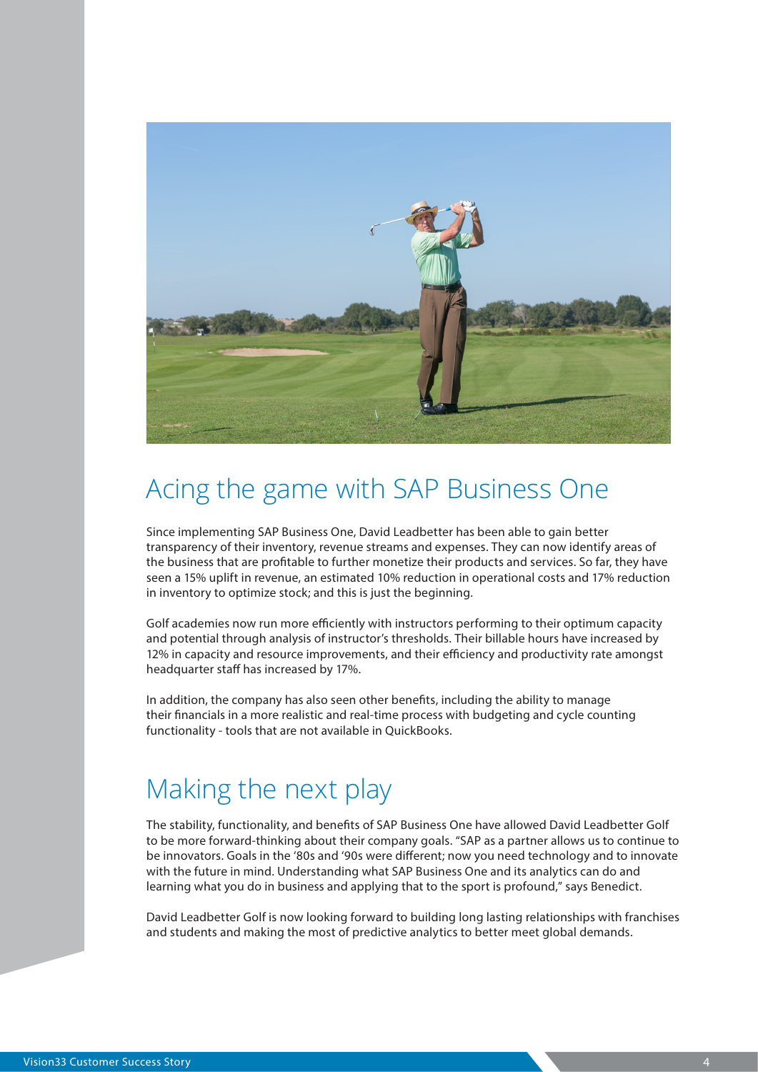## Acing the game with SAP Business One

Since implementing SAP Business One, David Leadbetter has been able to gain better transparency of their inventory, revenue streams and expenses. They can now identify areas of the business that are profitable to further monetize their products and services. So far, they have seen a 15% uplift in revenue, an estimated 10% reduction in operational costs and 17% reduction in inventory to optimize stock; and this is just the beginning.

Golf academies now run more efficiently with instructors performing to their optimum capacity and potential through analysis of instructor's thresholds. Their billable hours have increased by 12% in capacity and resource improvements, and their efficiency and productivity rate amongst headquarter staff has increased by 17%.

In addition, the company has also seen other benefits, including the ability to manage their financials in a more realistic and real-time process with budgeting and cycle counting functionality - tools that are not available in QuickBooks.

## Making the next play

The stability, functionality, and benefits of SAP Business One have allowed David Leadbetter Golf to be more forward-thinking about their company goals. "SAP as a partner allows us to continue to be innovators. Goals in the '80s and '90s were different; now you need technology and to innovate with the future in mind. Understanding what SAP Business One and its analytics can do and learning what you do in business and applying that to the sport is profound," says Benedict.

David Leadbetter Golf is now looking forward to building long lasting relationships with franchises and students and making the most of predictive analytics to better meet global demands.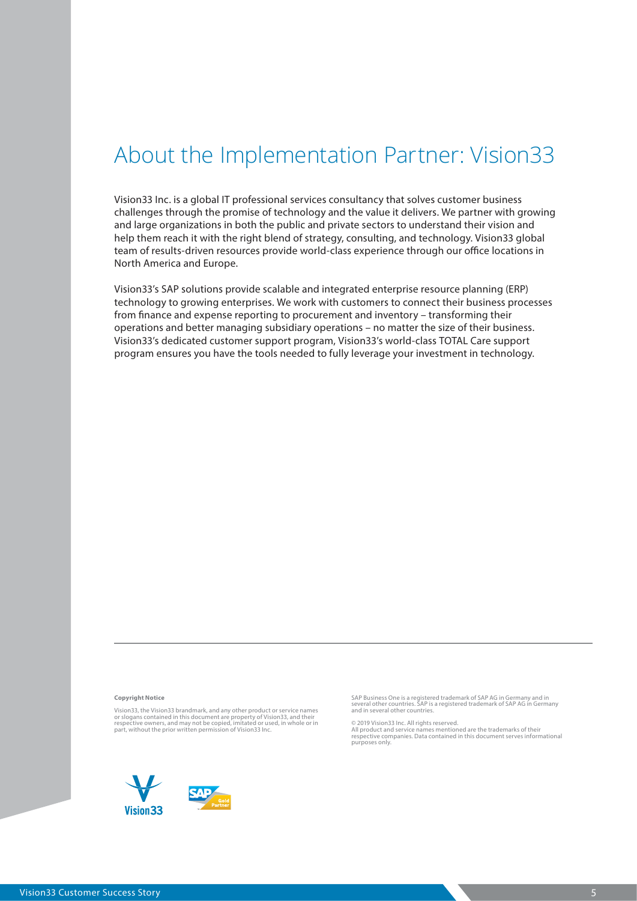# About the Implementation Partner: Vision33

Vision33 Inc. is a global IT professional services consultancy that solves customer business challenges through the promise of technology and the value it delivers. We partner with growing and large organizations in both the public and private sectors to understand their vision and help them reach it with the right blend of strategy, consulting, and technology. Vision33 global team of results-driven resources provide world-class experience through our office locations in North America and Europe.

Vision33's SAP solutions provide scalable and integrated enterprise resource planning (ERP) technology to growing enterprises. We work with customers to connect their business processes from finance and expense reporting to procurement and inventory – transforming their operations and better managing subsidiary operations – no matter the size of their business. Vision33's dedicated customer support program, Vision33's world-class TOTAL Care support program ensures you have the tools needed to fully leverage your investment in technology.

---

**Copyright Notice**

Vision33, the Vision33 brandmark, and any other product or service names or slogans contained in this document are property of Vision33, and their respective owners, and may not be copied, imitated or used, in whole or in part, without the prior written permission of Vision33 Inc.

SAP Business One is a registered trademark of SAP AG in Germany and in several other countries. SAP is a registered trademark of SAP AG in Germany and in several other countries.

© 2019 Vision33 Inc. All rights reserved.
All product and service names mentioned are the trademarks of their respective companies. Data contained in this document serves informational purposes only.

Vision33

SAP Gold Partner